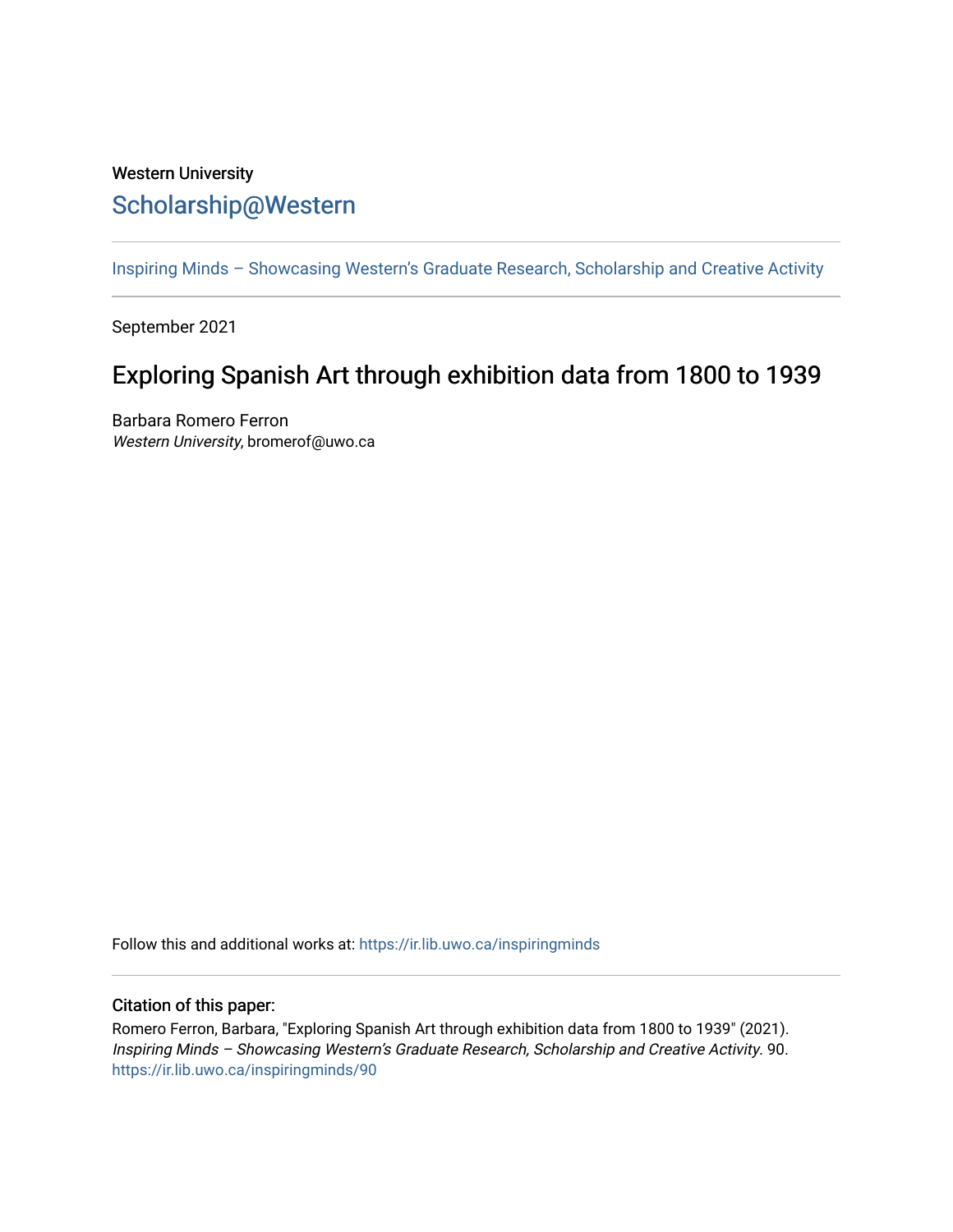Western University

# Scholarship@Western

Inspiring Minds – Showcasing Western's Graduate Research, Scholarship and Creative Activity

September 2021

## Exploring Spanish Art through exhibition data from 1800 to 1939

Barbara Romero Ferron
*Western University*, bromerof@uwo.ca

Follow this and additional works at: https://ir.lib.uwo.ca/inspiringminds

### Citation of this paper:

Romero Ferron, Barbara, "Exploring Spanish Art through exhibition data from 1800 to 1939" (2021). *Inspiring Minds – Showcasing Western's Graduate Research, Scholarship and Creative Activity*. 90.
https://ir.lib.uwo.ca/inspiringminds/90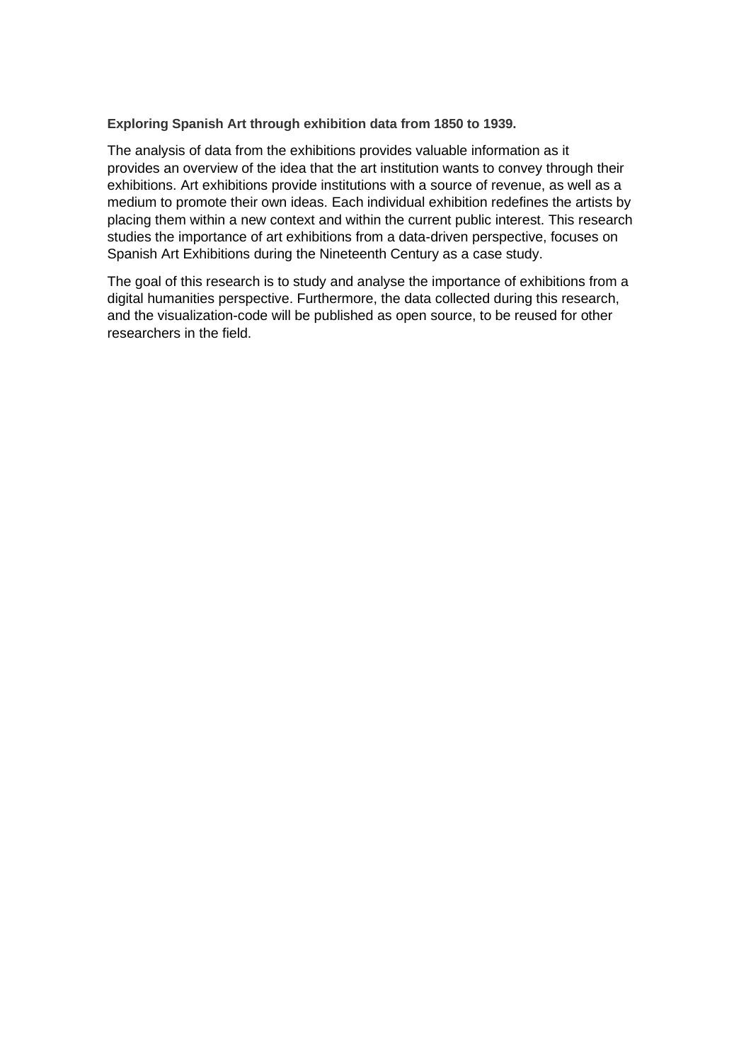**Exploring Spanish Art through exhibition data from 1850 to 1939.**

The analysis of data from the exhibitions provides valuable information as it provides an overview of the idea that the art institution wants to convey through their exhibitions. Art exhibitions provide institutions with a source of revenue, as well as a medium to promote their own ideas. Each individual exhibition redefines the artists by placing them within a new context and within the current public interest. This research studies the importance of art exhibitions from a data-driven perspective, focuses on Spanish Art Exhibitions during the Nineteenth Century as a case study.

The goal of this research is to study and analyse the importance of exhibitions from a digital humanities perspective. Furthermore, the data collected during this research, and the visualization-code will be published as open source, to be reused for other researchers in the field.